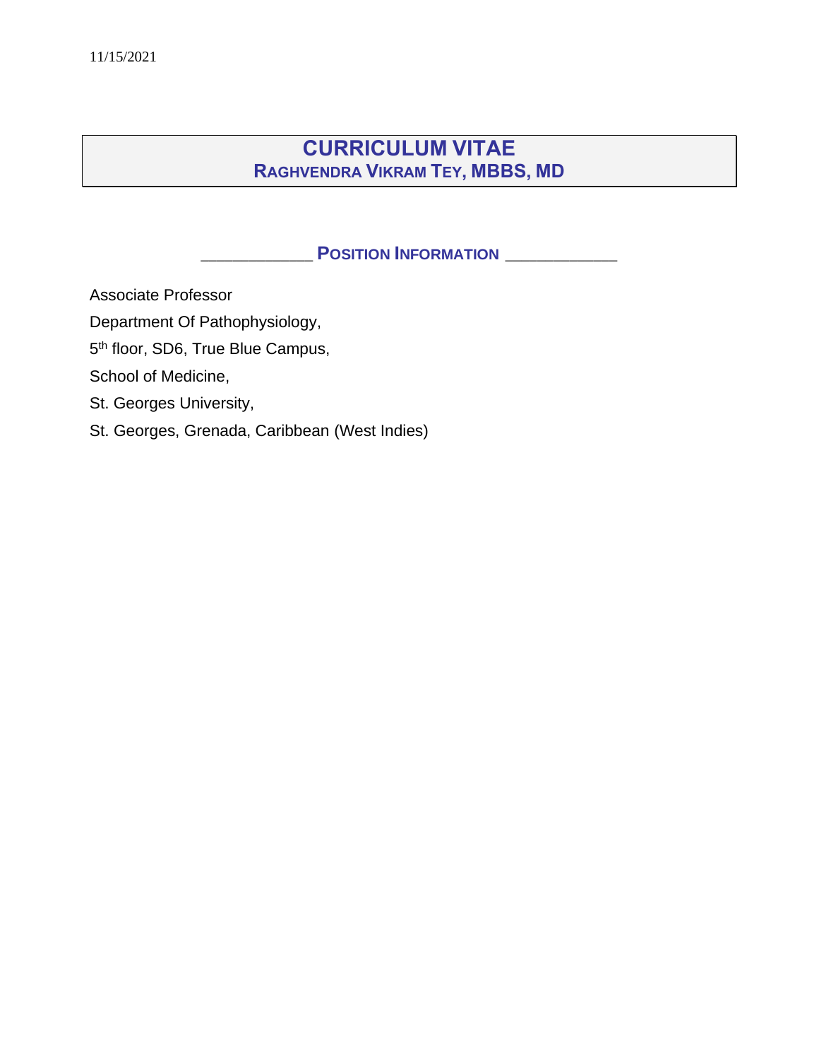11/15/2021

# CURRICULUM VITAE
## RAGHVENDRA VIKRAM TEY, MBBS, MD

### POSITION INFORMATION

Associate Professor

Department Of Pathophysiology,

5th floor, SD6, True Blue Campus,

School of Medicine,

St. Georges University,

St. Georges, Grenada, Caribbean (West Indies)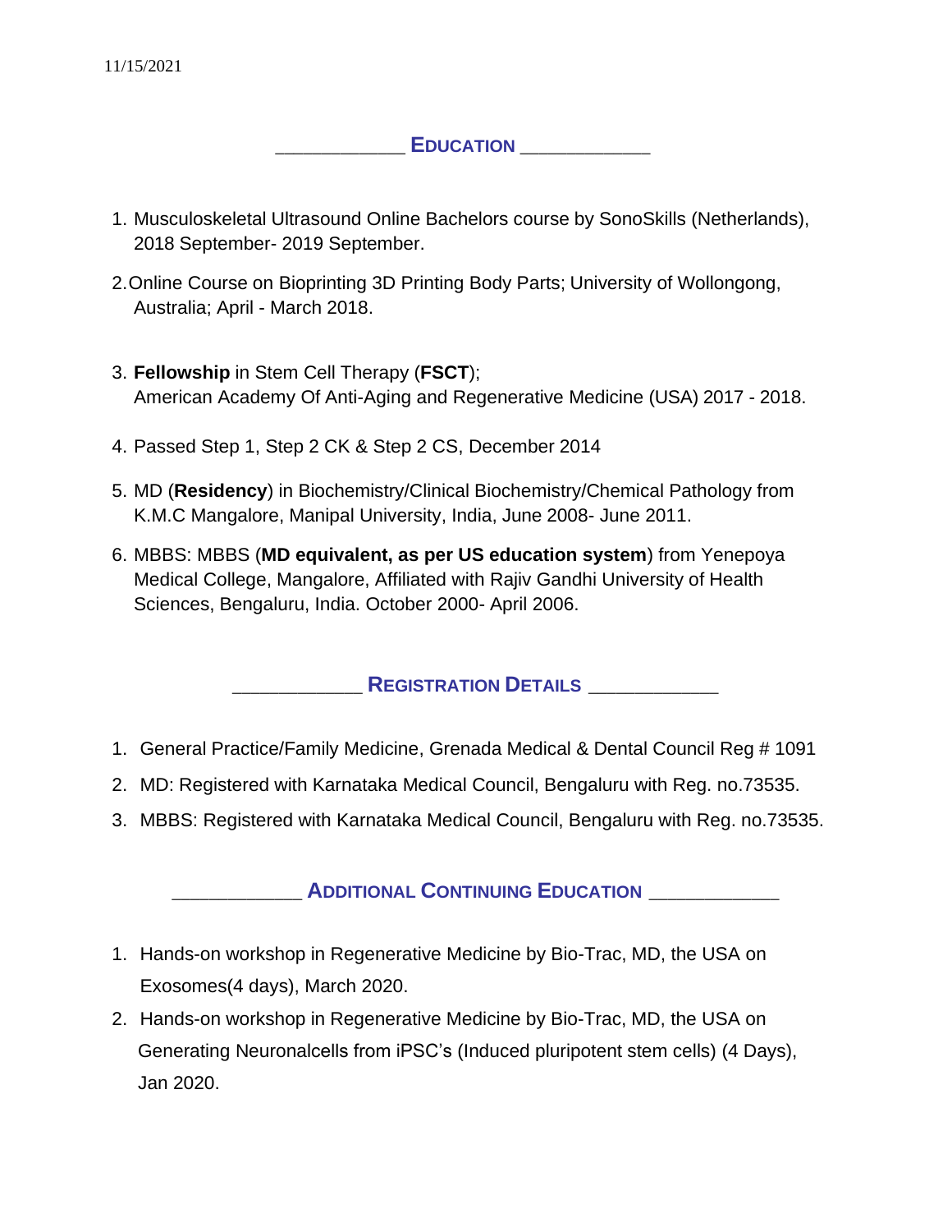## EDUCATION

1. Musculoskeletal Ultrasound Online Bachelors course by SonoSkills (Netherlands), 2018 September- 2019 September.
2. Online Course on Bioprinting 3D Printing Body Parts; University of Wollongong, Australia; April - March 2018.
3. **Fellowship** in Stem Cell Therapy (**FSCT**);
   American Academy Of Anti-Aging and Regenerative Medicine (USA) 2017 - 2018.
4. Passed Step 1, Step 2 CK & Step 2 CS, December 2014
5. MD (**Residency**) in Biochemistry/Clinical Biochemistry/Chemical Pathology from K.M.C Mangalore, Manipal University, India, June 2008- June 2011.
6. MBBS: MBBS (**MD equivalent, as per US education system**) from Yenepoya Medical College, Mangalore, Affiliated with Rajiv Gandhi University of Health Sciences, Bengaluru, India. October 2000- April 2006.

## REGISTRATION DETAILS

1. General Practice/Family Medicine, Grenada Medical & Dental Council Reg # 1091
2. MD: Registered with Karnataka Medical Council, Bengaluru with Reg. no.73535.
3. MBBS: Registered with Karnataka Medical Council, Bengaluru with Reg. no.73535.

## ADDITIONAL CONTINUING EDUCATION

1. Hands-on workshop in Regenerative Medicine by Bio-Trac, MD, the USA on Exosomes(4 days), March 2020.
2. Hands-on workshop in Regenerative Medicine by Bio-Trac, MD, the USA on Generating Neuronalcells from iPSC's (Induced pluripotent stem cells) (4 Days), Jan 2020.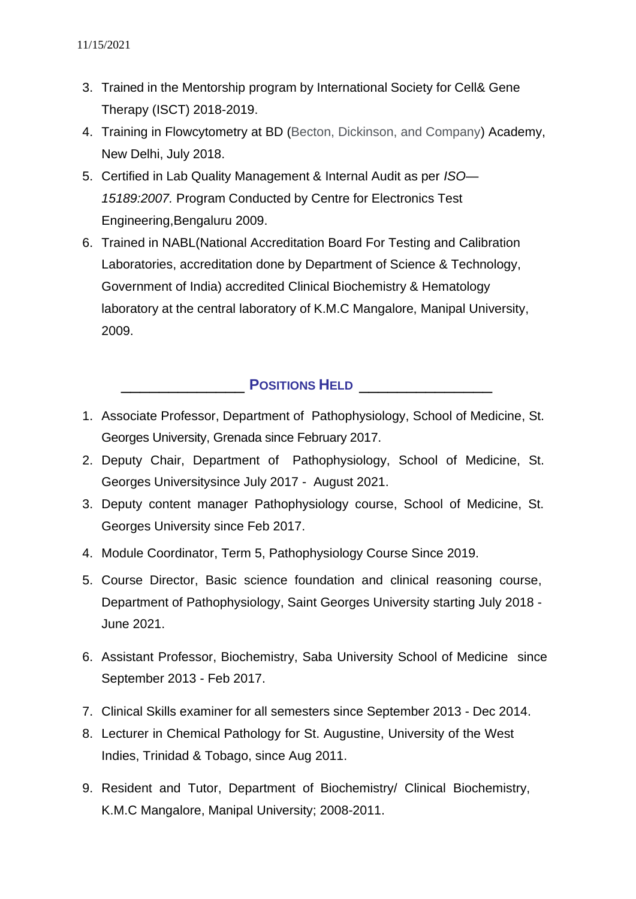3. Trained in the Mentorship program by International Society for Cell& Gene Therapy (ISCT) 2018-2019.
4. Training in Flowcytometry at BD (Becton, Dickinson, and Company) Academy, New Delhi, July 2018.
5. Certified in Lab Quality Management & Internal Audit as per *ISO—15189:2007.* Program Conducted by Centre for Electronics Test Engineering,Bengaluru 2009.
6. Trained in NABL(National Accreditation Board For Testing and Calibration Laboratories, accreditation done by Department of Science & Technology, Government of India) accredited Clinical Biochemistry & Hematology laboratory at the central laboratory of K.M.C Mangalore, Manipal University, 2009.

## POSITIONS HELD

1. Associate Professor, Department of Pathophysiology, School of Medicine, St. Georges University, Grenada since February 2017.
2. Deputy Chair, Department of Pathophysiology, School of Medicine, St. Georges Universitysince July 2017 - August 2021.
3. Deputy content manager Pathophysiology course, School of Medicine, St. Georges University since Feb 2017.
4. Module Coordinator, Term 5, Pathophysiology Course Since 2019.
5. Course Director, Basic science foundation and clinical reasoning course, Department of Pathophysiology, Saint Georges University starting July 2018 - June 2021.
6. Assistant Professor, Biochemistry, Saba University School of Medicine since September 2013 - Feb 2017.
7. Clinical Skills examiner for all semesters since September 2013 - Dec 2014.
8. Lecturer in Chemical Pathology for St. Augustine, University of the West Indies, Trinidad & Tobago, since Aug 2011.
9. Resident and Tutor, Department of Biochemistry/ Clinical Biochemistry, K.M.C Mangalore, Manipal University; 2008-2011.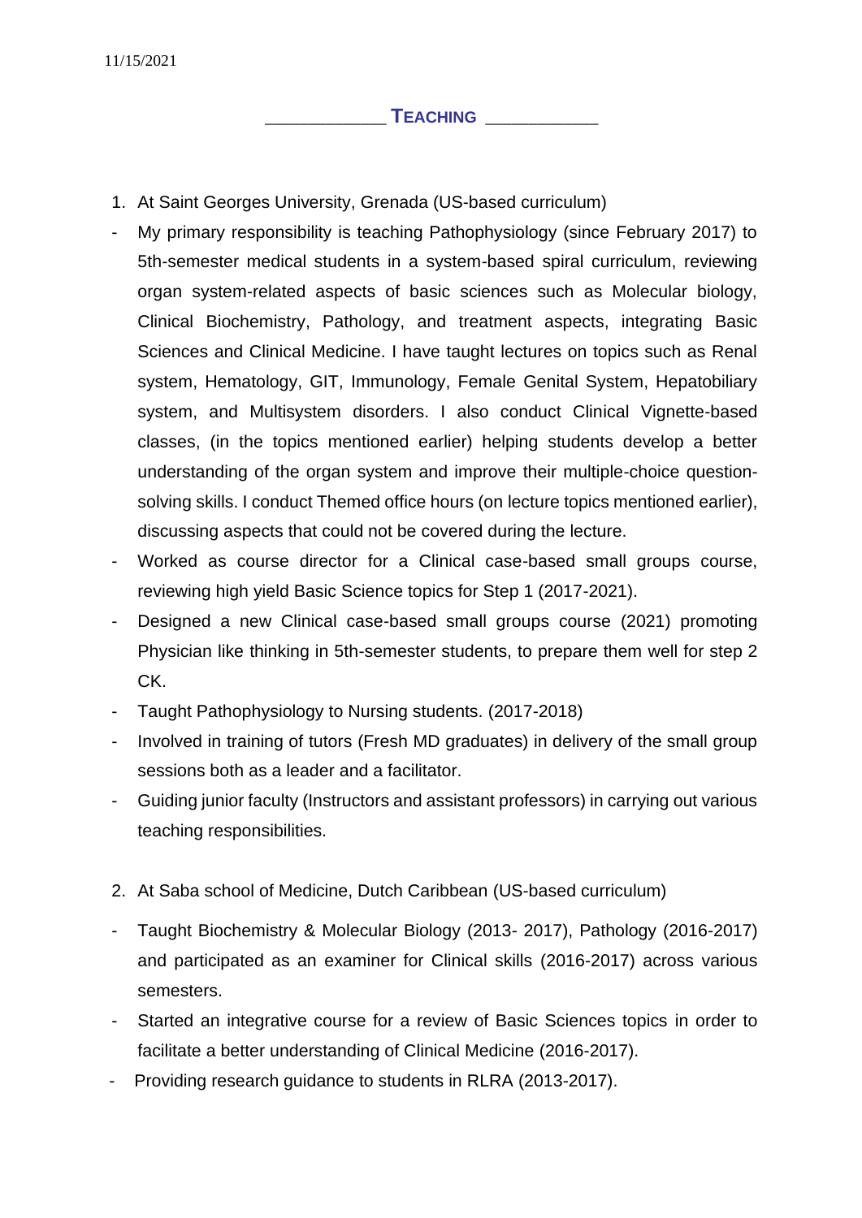11/15/2021

## TEACHING

1. At Saint Georges University, Grenada (US-based curriculum)

- My primary responsibility is teaching Pathophysiology (since February 2017) to 5th-semester medical students in a system-based spiral curriculum, reviewing organ system-related aspects of basic sciences such as Molecular biology, Clinical Biochemistry, Pathology, and treatment aspects, integrating Basic Sciences and Clinical Medicine. I have taught lectures on topics such as Renal system, Hematology, GIT, Immunology, Female Genital System, Hepatobiliary system, and Multisystem disorders. I also conduct Clinical Vignette-based classes, (in the topics mentioned earlier) helping students develop a better understanding of the organ system and improve their multiple-choice question-solving skills. I conduct Themed office hours (on lecture topics mentioned earlier), discussing aspects that could not be covered during the lecture.
- Worked as course director for a Clinical case-based small groups course, reviewing high yield Basic Science topics for Step 1 (2017-2021).
- Designed a new Clinical case-based small groups course (2021) promoting Physician like thinking in 5th-semester students, to prepare them well for step 2 CK.
- Taught Pathophysiology to Nursing students. (2017-2018)
- Involved in training of tutors (Fresh MD graduates) in delivery of the small group sessions both as a leader and a facilitator.
- Guiding junior faculty (Instructors and assistant professors) in carrying out various teaching responsibilities.

2. At Saba school of Medicine, Dutch Caribbean (US-based curriculum)

- Taught Biochemistry & Molecular Biology (2013- 2017), Pathology (2016-2017) and participated as an examiner for Clinical skills (2016-2017) across various semesters.
- Started an integrative course for a review of Basic Sciences topics in order to facilitate a better understanding of Clinical Medicine (2016-2017).
- Providing research guidance to students in RLRA (2013-2017).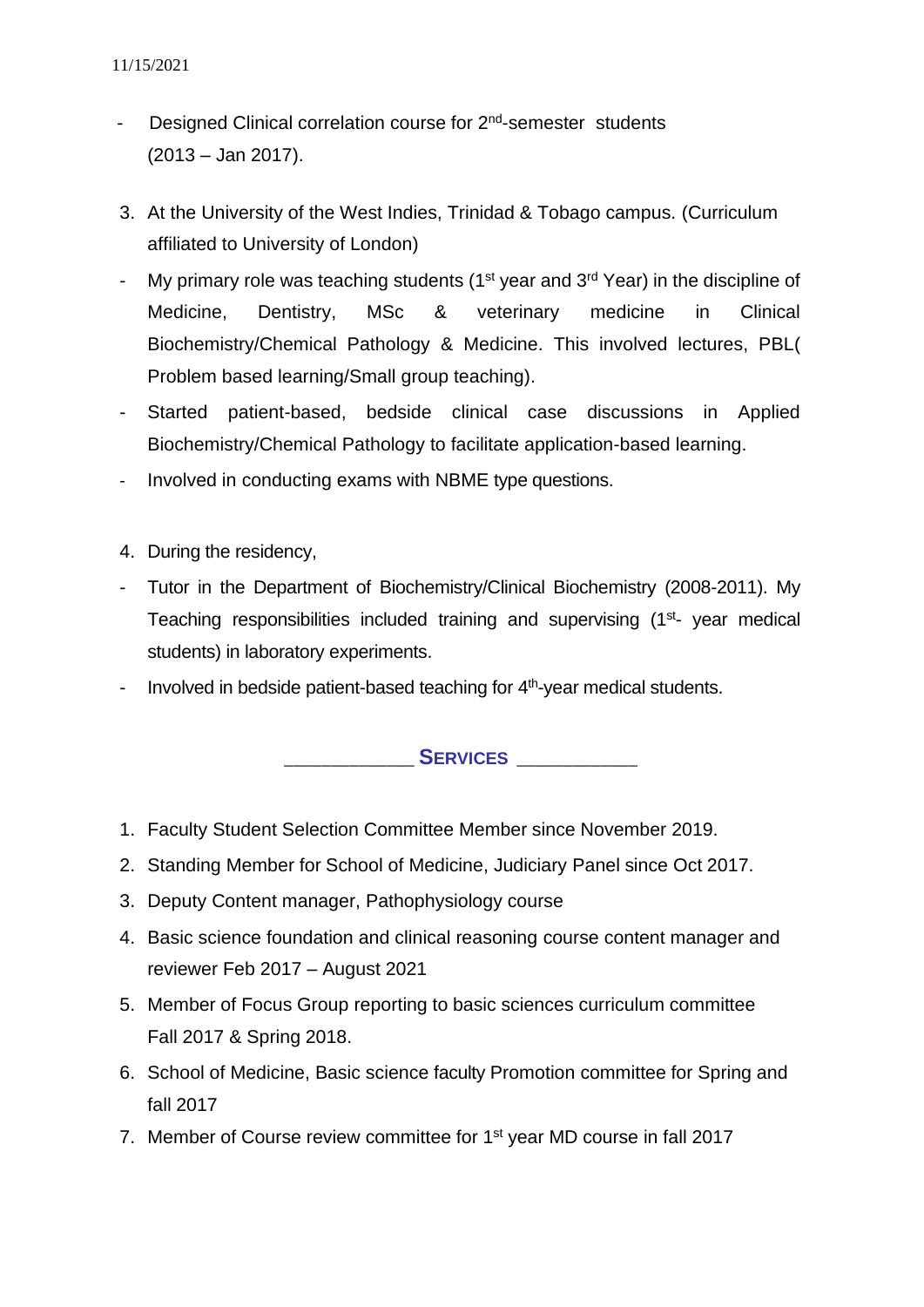- Designed Clinical correlation course for 2nd-semester students (2013 – Jan 2017).

3. At the University of the West Indies, Trinidad & Tobago campus. (Curriculum affiliated to University of London)

- My primary role was teaching students (1st year and 3rd Year) in the discipline of Medicine, Dentistry, MSc & veterinary medicine in Clinical Biochemistry/Chemical Pathology & Medicine. This involved lectures, PBL( Problem based learning/Small group teaching).
- Started patient-based, bedside clinical case discussions in Applied Biochemistry/Chemical Pathology to facilitate application-based learning.
- Involved in conducting exams with NBME type questions.

4. During the residency,

- Tutor in the Department of Biochemistry/Clinical Biochemistry (2008-2011). My Teaching responsibilities included training and supervising (1st- year medical students) in laboratory experiments.
- Involved in bedside patient-based teaching for 4th-year medical students.

## Services

1. Faculty Student Selection Committee Member since November 2019.
2. Standing Member for School of Medicine, Judiciary Panel since Oct 2017.
3. Deputy Content manager, Pathophysiology course
4. Basic science foundation and clinical reasoning course content manager and reviewer Feb 2017 – August 2021
5. Member of Focus Group reporting to basic sciences curriculum committee Fall 2017 & Spring 2018.
6. School of Medicine, Basic science faculty Promotion committee for Spring and fall 2017
7. Member of Course review committee for 1st year MD course in fall 2017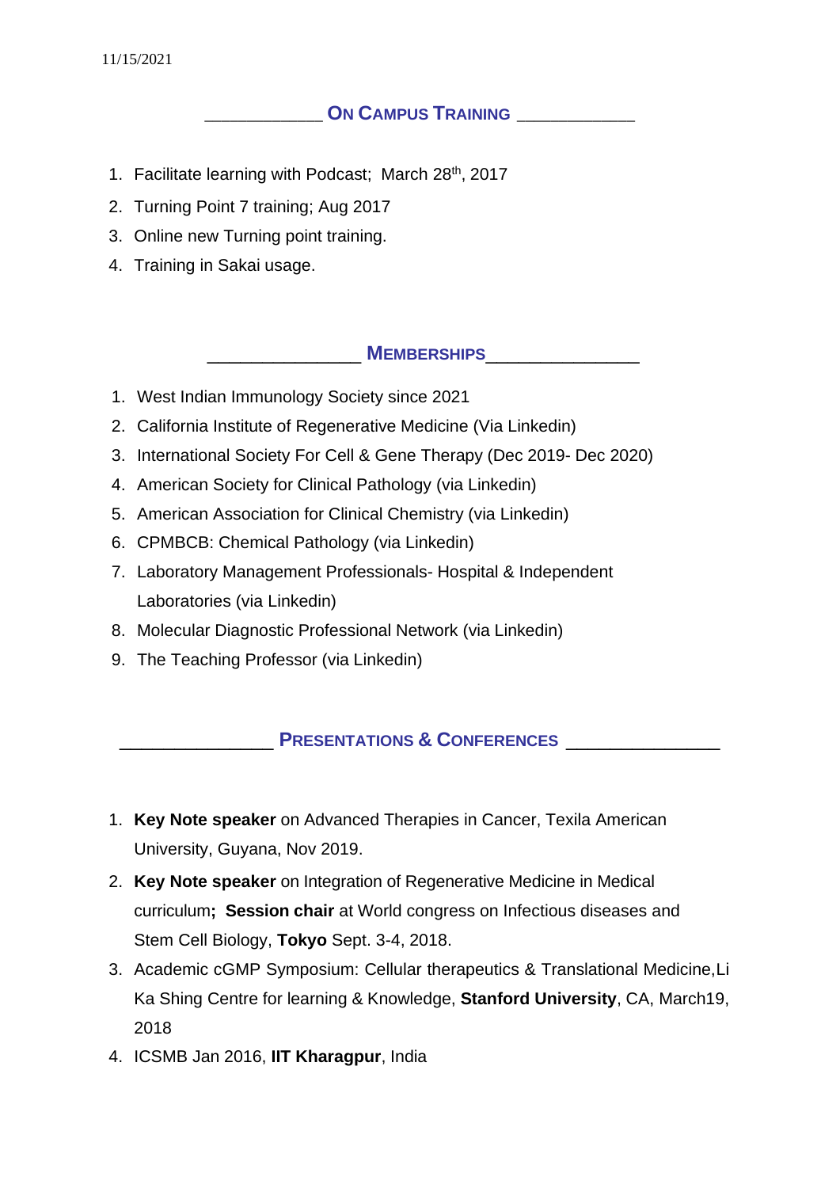## On Campus Training

1. Facilitate learning with Podcast; March 28th, 2017
2. Turning Point 7 training; Aug 2017
3. Online new Turning point training.
4. Training in Sakai usage.

## Memberships

1. West Indian Immunology Society since 2021
2. California Institute of Regenerative Medicine (Via Linkedin)
3. International Society For Cell & Gene Therapy (Dec 2019- Dec 2020)
4. American Society for Clinical Pathology (via Linkedin)
5. American Association for Clinical Chemistry (via Linkedin)
6. CPMBCB: Chemical Pathology (via Linkedin)
7. Laboratory Management Professionals- Hospital & Independent Laboratories (via Linkedin)
8. Molecular Diagnostic Professional Network (via Linkedin)
9. The Teaching Professor (via Linkedin)

## Presentations & Conferences

1. **Key Note speaker** on Advanced Therapies in Cancer, Texila American University, Guyana, Nov 2019.
2. **Key Note speaker** on Integration of Regenerative Medicine in Medical curriculum**;** **Session chair** at World congress on Infectious diseases and Stem Cell Biology, **Tokyo** Sept. 3-4, 2018.
3. Academic cGMP Symposium: Cellular therapeutics & Translational Medicine, Li Ka Shing Centre for learning & Knowledge, **Stanford University**, CA, March19, 2018
4. ICSMB Jan 2016, **IIT Kharagpur**, India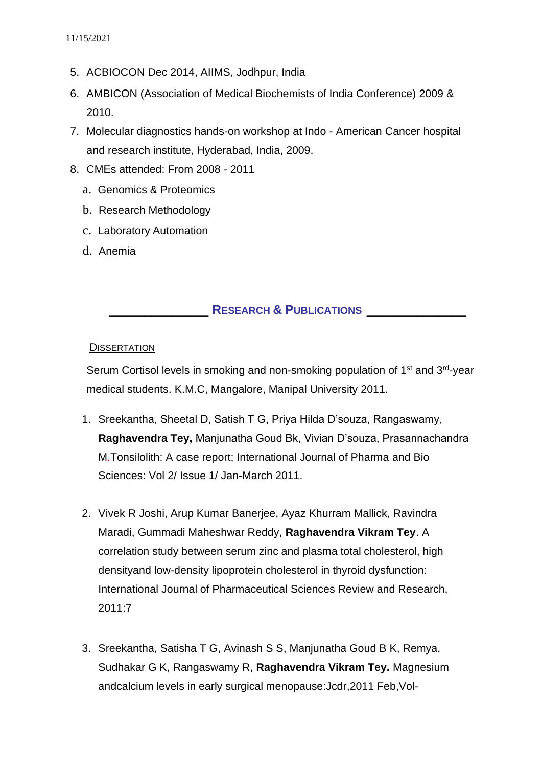5. ACBIOCON Dec 2014, AIIMS, Jodhpur, India
6. AMBICON (Association of Medical Biochemists of India Conference) 2009 & 2010.
7. Molecular diagnostics hands-on workshop at Indo - American Cancer hospital and research institute, Hyderabad, India, 2009.
8. CMEs attended: From 2008 - 2011
   a. Genomics & Proteomics
   b. Research Methodology
   c. Laboratory Automation
   d. Anemia

## RESEARCH & PUBLICATIONS

### DISSERTATION

Serum Cortisol levels in smoking and non-smoking population of 1st and 3rd-year medical students. K.M.C, Mangalore, Manipal University 2011.

1. Sreekantha, Sheetal D, Satish T G, Priya Hilda D'souza, Rangaswamy, **Raghavendra Tey,** Manjunatha Goud Bk, Vivian D'souza, Prasannachandra M.Tonsilolith: A case report; International Journal of Pharma and Bio Sciences: Vol 2/ Issue 1/ Jan-March 2011.

2. Vivek R Joshi, Arup Kumar Banerjee, Ayaz Khurram Mallick, Ravindra Maradi, Gummadi Maheshwar Reddy, **Raghavendra Vikram Tey**. A correlation study between serum zinc and plasma total cholesterol, high densityand low-density lipoprotein cholesterol in thyroid dysfunction: International Journal of Pharmaceutical Sciences Review and Research, 2011:7

3. Sreekantha, Satisha T G, Avinash S S, Manjunatha Goud B K, Remya, Sudhakar G K, Rangaswamy R, **Raghavendra Vikram Tey.** Magnesium andcalcium levels in early surgical menopause:Jcdr,2011 Feb,Vol-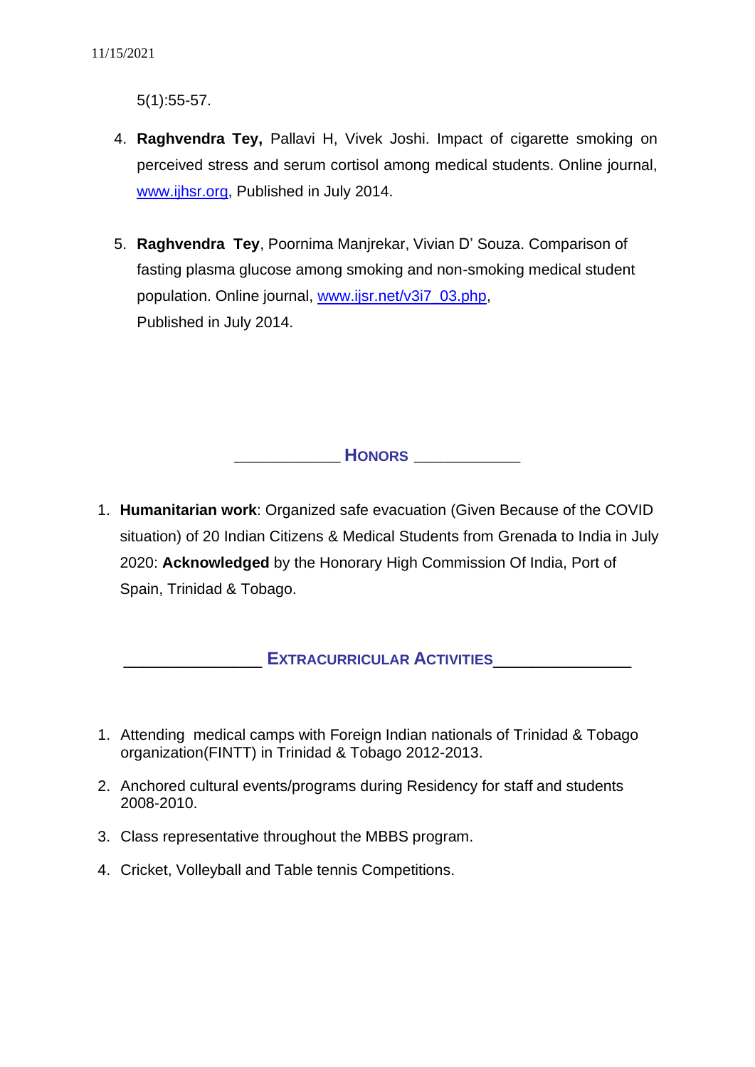5(1):55-57.

4. **Raghvendra Tey,** Pallavi H, Vivek Joshi. Impact of cigarette smoking on perceived stress and serum cortisol among medical students. Online journal, www.ijhsr.org, Published in July 2014.

5. **Raghvendra Tey**, Poornima Manjrekar, Vivian D' Souza. Comparison of fasting plasma glucose among smoking and non-smoking medical student population. Online journal, www.ijsr.net/v3i7_03.php, Published in July 2014.

## HONORS

1. **Humanitarian work**: Organized safe evacuation (Given Because of the COVID situation) of 20 Indian Citizens & Medical Students from Grenada to India in July 2020: **Acknowledged** by the Honorary High Commission Of India, Port of Spain, Trinidad & Tobago.

## EXTRACURRICULAR ACTIVITIES

1. Attending medical camps with Foreign Indian nationals of Trinidad & Tobago organization(FINTT) in Trinidad & Tobago 2012-2013.
2. Anchored cultural events/programs during Residency for staff and students 2008-2010.
3. Class representative throughout the MBBS program.
4. Cricket, Volleyball and Table tennis Competitions.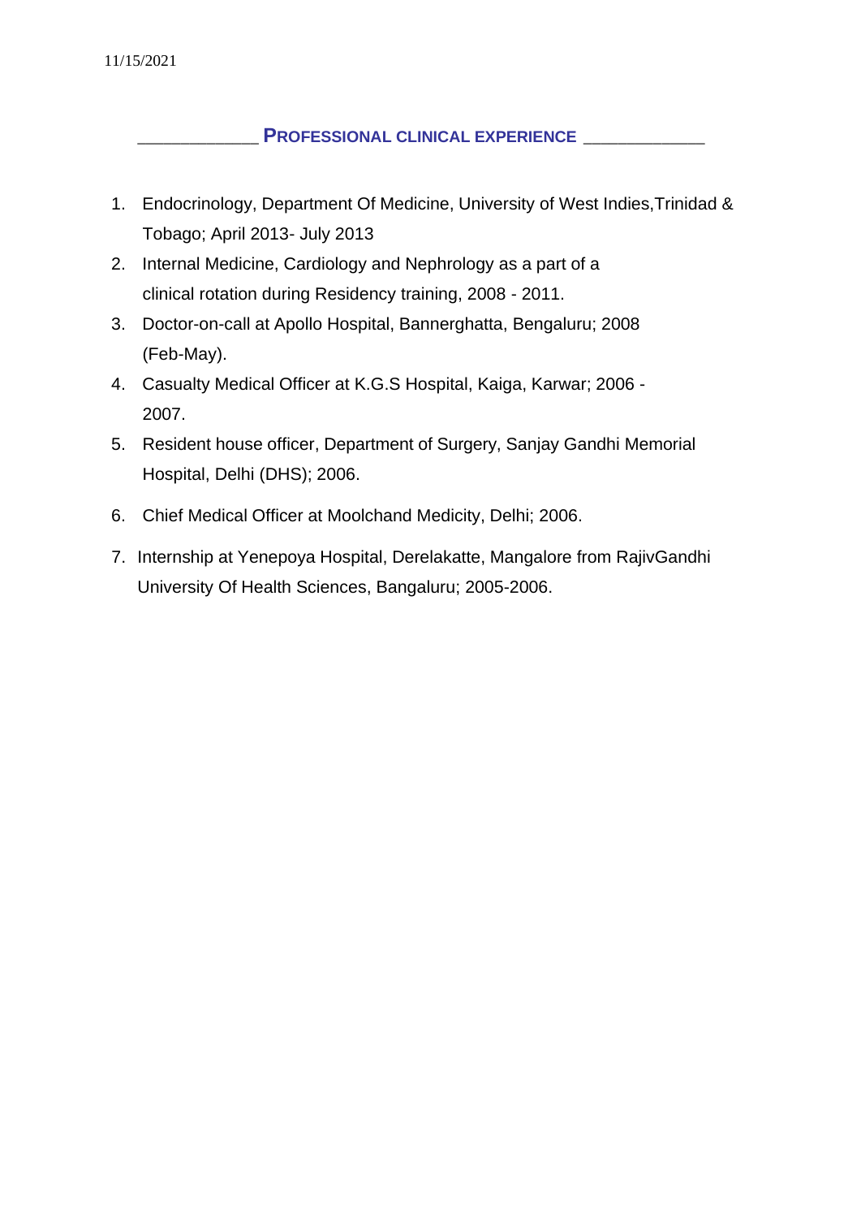## PROFESSIONAL CLINICAL EXPERIENCE

1. Endocrinology, Department Of Medicine, University of West Indies,Trinidad & Tobago; April 2013- July 2013
2. Internal Medicine, Cardiology and Nephrology as a part of a clinical rotation during Residency training, 2008 - 2011.
3. Doctor-on-call at Apollo Hospital, Bannerghatta, Bengaluru; 2008 (Feb-May).
4. Casualty Medical Officer at K.G.S Hospital, Kaiga, Karwar; 2006 - 2007.
5. Resident house officer, Department of Surgery, Sanjay Gandhi Memorial Hospital, Delhi (DHS); 2006.
6. Chief Medical Officer at Moolchand Medicity, Delhi; 2006.
7. Internship at Yenepoya Hospital, Derelakatte, Mangalore from RajivGandhi University Of Health Sciences, Bangaluru; 2005-2006.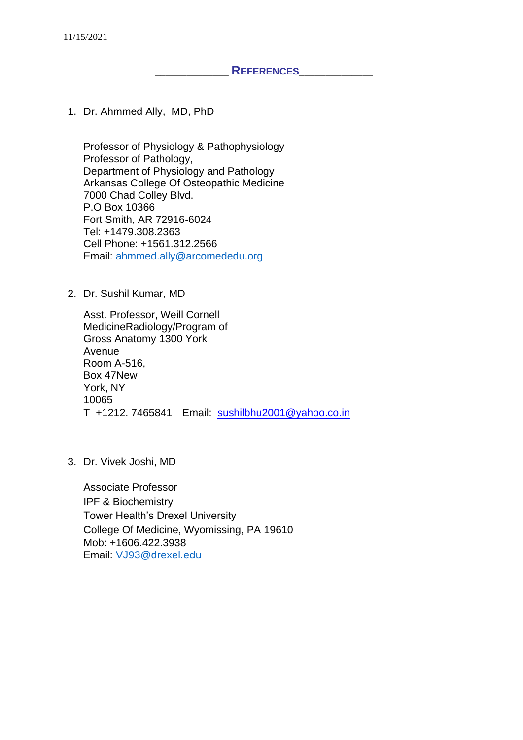11/15/2021

## ____________ REFERENCES____________

1. Dr. Ahmmed Ally, MD, PhD

   Professor of Physiology & Pathophysiology
   Professor of Pathology,
   Department of Physiology and Pathology
   Arkansas College Of Osteopathic Medicine
   7000 Chad Colley Blvd.
   P.O Box 10366
   Fort Smith, AR 72916-6024
   Tel: +1479.308.2363
   Cell Phone: +1561.312.2566
   Email: ahmmed.ally@arcomededu.org

2. Dr. Sushil Kumar, MD

   Asst. Professor, Weill Cornell
   MedicineRadiology/Program of
   Gross Anatomy 1300 York
   Avenue
   Room A-516,
   Box 47New
   York, NY
   10065
   T +1212. 7465841 Email: sushilbhu2001@yahoo.co.in

3. Dr. Vivek Joshi, MD

   Associate Professor
   IPF & Biochemistry
   Tower Health's Drexel University
   College Of Medicine, Wyomissing, PA 19610
   Mob: +1606.422.3938
   Email: VJ93@drexel.edu